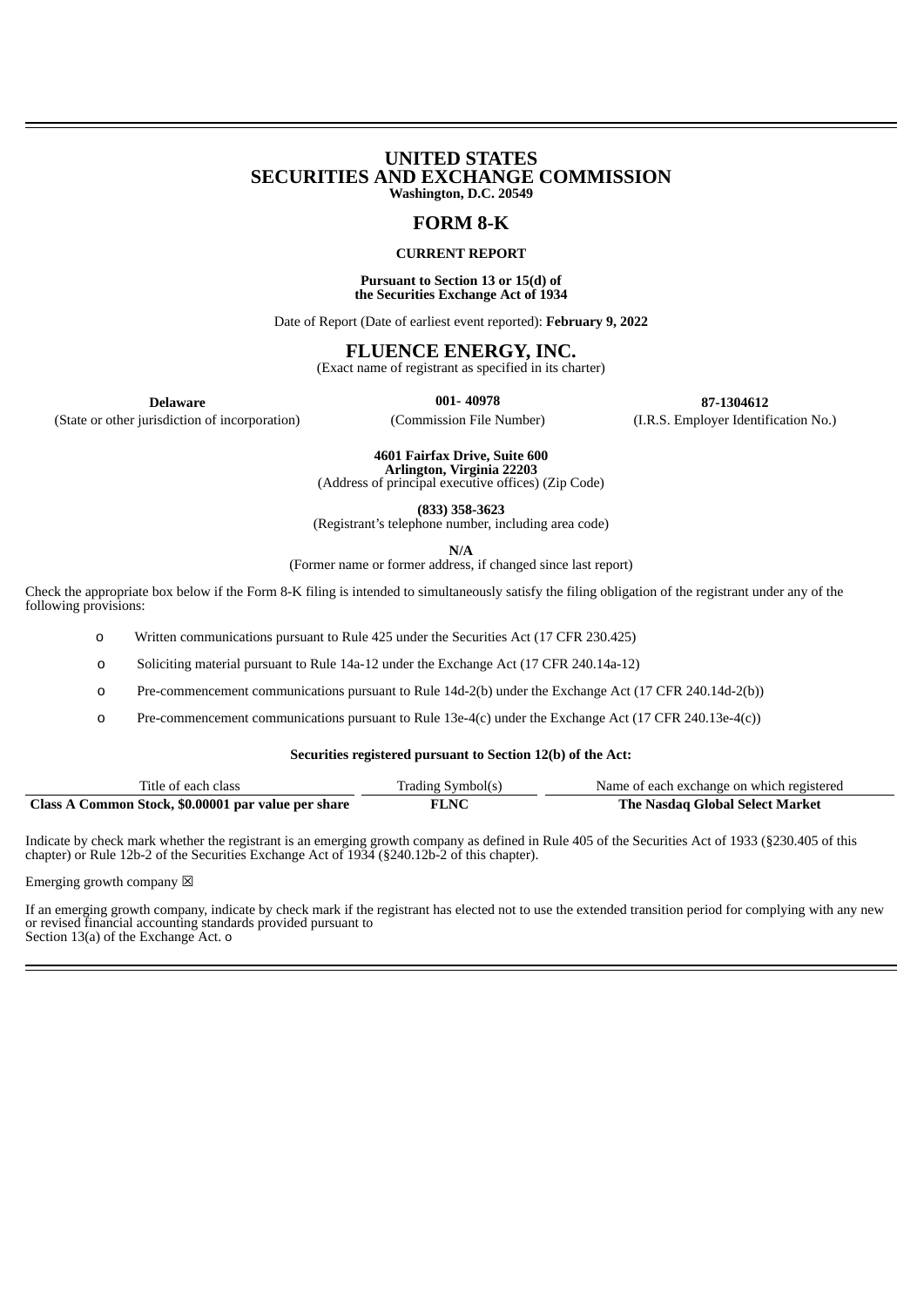# UNITED STATES
# SECURITIES AND EXCHANGE COMMISSION

**Washington, D.C. 20549**

## FORM 8-K

**CURRENT REPORT**

**Pursuant to Section 13 or 15(d) of the Securities Exchange Act of 1934**

Date of Report (Date of earliest event reported): **February 9, 2022**

## FLUENCE ENERGY, INC.

(Exact name of registrant as specified in its charter)

| **Delaware** | **001- 40978** | **87-1304612** |
|---|---|---|
| (State or other jurisdiction of incorporation) | (Commission File Number) | (I.R.S. Employer Identification No.) |

**4601 Fairfax Drive, Suite 600**
**Arlington, Virginia 22203**
(Address of principal executive offices) (Zip Code)

**(833) 358-3623**
(Registrant's telephone number, including area code)

**N/A**
(Former name or former address, if changed since last report)

Check the appropriate box below if the Form 8-K filing is intended to simultaneously satisfy the filing obligation of the registrant under any of the following provisions:

- o Written communications pursuant to Rule 425 under the Securities Act (17 CFR 230.425)
- o Soliciting material pursuant to Rule 14a-12 under the Exchange Act (17 CFR 240.14a-12)
- o Pre-commencement communications pursuant to Rule 14d-2(b) under the Exchange Act (17 CFR 240.14d-2(b))
- o Pre-commencement communications pursuant to Rule 13e-4(c) under the Exchange Act (17 CFR 240.13e-4(c))

**Securities registered pursuant to Section 12(b) of the Act:**

| Title of each class | Trading Symbol(s) | Name of each exchange on which registered |
|---|---|---|
| **Class A Common Stock, $0.00001 par value per share** | **FLNC** | **The Nasdaq Global Select Market** |

Indicate by check mark whether the registrant is an emerging growth company as defined in Rule 405 of the Securities Act of 1933 (§230.405 of this chapter) or Rule 12b-2 of the Securities Exchange Act of 1934 (§240.12b-2 of this chapter).

Emerging growth company ☒

If an emerging growth company, indicate by check mark if the registrant has elected not to use the extended transition period for complying with any new or revised financial accounting standards provided pursuant to Section 13(a) of the Exchange Act. o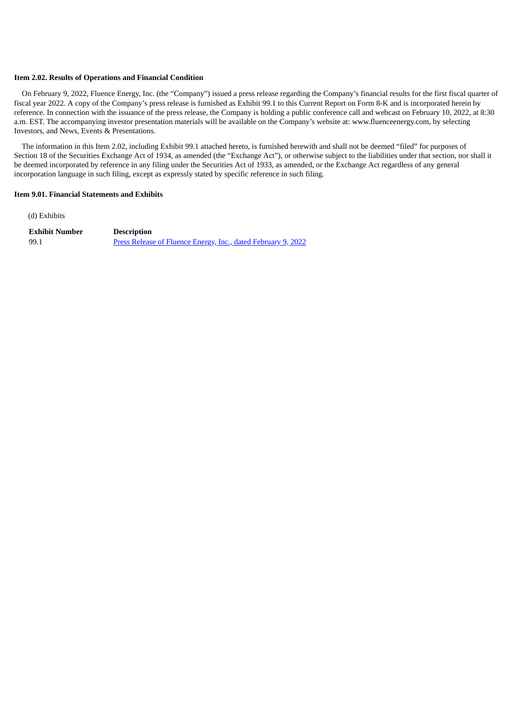**Item 2.02. Results of Operations and Financial Condition**

On February 9, 2022, Fluence Energy, Inc. (the "Company") issued a press release regarding the Company's financial results for the first fiscal quarter of fiscal year 2022. A copy of the Company's press release is furnished as Exhibit 99.1 to this Current Report on Form 8-K and is incorporated herein by reference. In connection with the issuance of the press release, the Company is holding a public conference call and webcast on February 10, 2022, at 8:30 a.m. EST. The accompanying investor presentation materials will be available on the Company's website at: www.fluenceenergy.com, by selecting Investors, and News, Events & Presentations.

The information in this Item 2.02, including Exhibit 99.1 attached hereto, is furnished herewith and shall not be deemed "filed" for purposes of Section 18 of the Securities Exchange Act of 1934, as amended (the "Exchange Act"), or otherwise subject to the liabilities under that section, nor shall it be deemed incorporated by reference in any filing under the Securities Act of 1933, as amended, or the Exchange Act regardless of any general incorporation language in such filing, except as expressly stated by specific reference in such filing.

**Item 9.01. Financial Statements and Exhibits**

(d) Exhibits

| Exhibit Number | Description |
| --- | --- |
| 99.1 | Press Release of Fluence Energy, Inc., dated February 9, 2022 |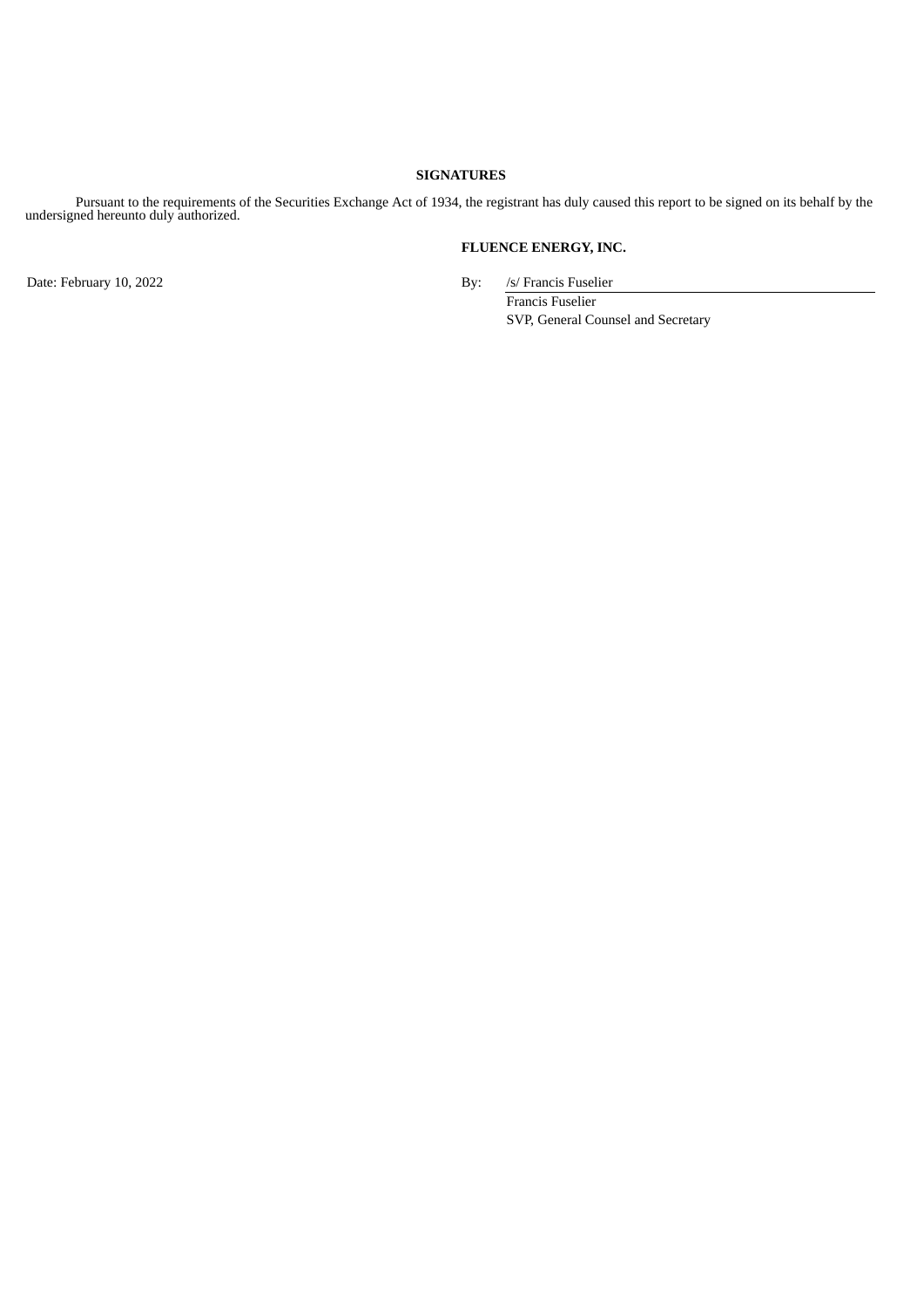**SIGNATURES**

Pursuant to the requirements of the Securities Exchange Act of 1934, the registrant has duly caused this report to be signed on its behalf by the undersigned hereunto duly authorized.

**FLUENCE ENERGY, INC.**

Date: February 10, 2022

By: /s/ Francis Fuselier
Francis Fuselier
SVP, General Counsel and Secretary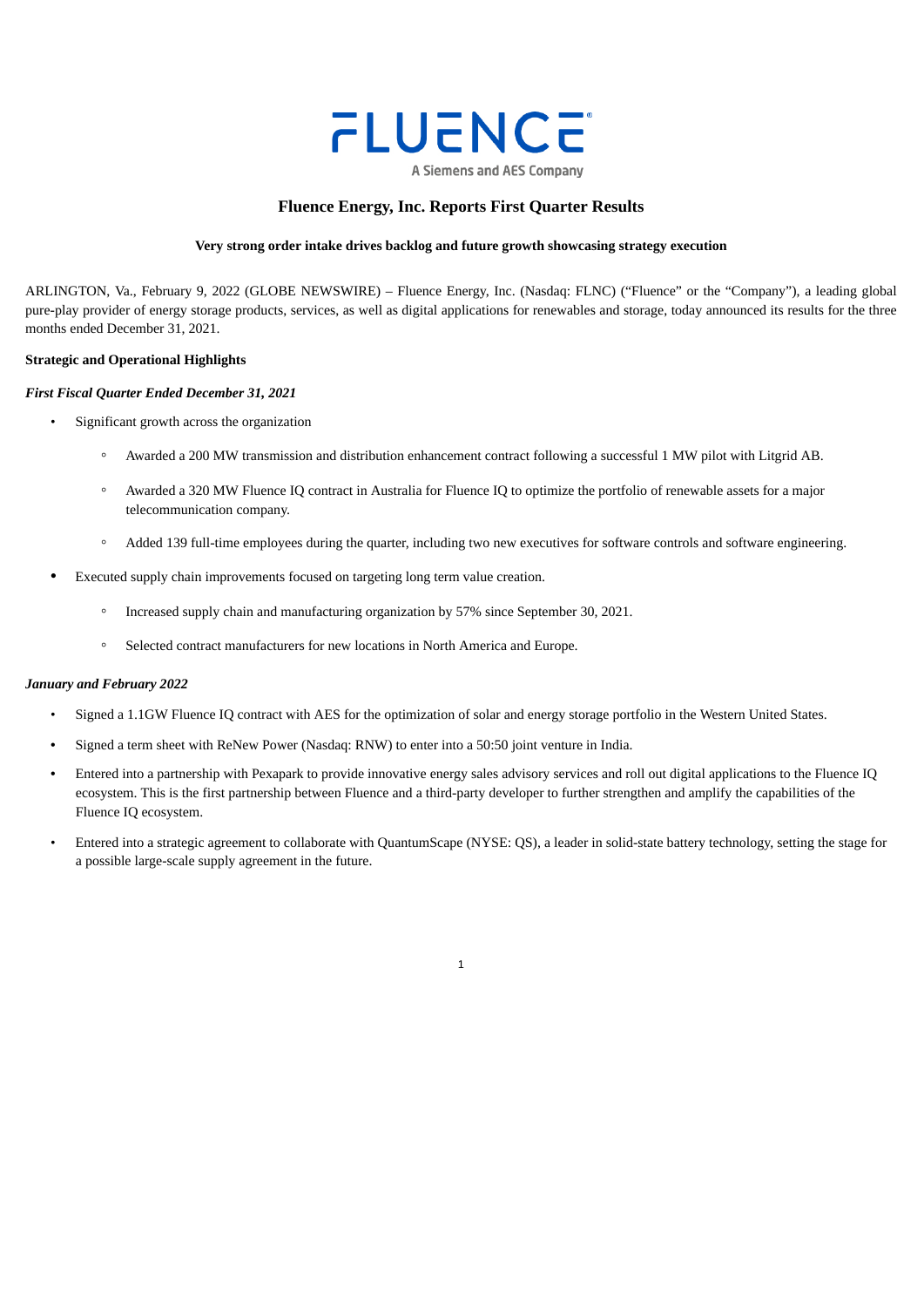FLUENCE

A Siemens and AES Company

# Fluence Energy, Inc. Reports First Quarter Results

**Very strong order intake drives backlog and future growth showcasing strategy execution**

ARLINGTON, Va., February 9, 2022 (GLOBE NEWSWIRE) – Fluence Energy, Inc. (Nasdaq: FLNC) ("Fluence" or the "Company"), a leading global pure-play provider of energy storage products, services, as well as digital applications for renewables and storage, today announced its results for the three months ended December 31, 2021.

**Strategic and Operational Highlights**

***First Fiscal Quarter Ended December 31, 2021***

- Significant growth across the organization
  - Awarded a 200 MW transmission and distribution enhancement contract following a successful 1 MW pilot with Litgrid AB.
  - Awarded a 320 MW Fluence IQ contract in Australia for Fluence IQ to optimize the portfolio of renewable assets for a major telecommunication company.
  - Added 139 full-time employees during the quarter, including two new executives for software controls and software engineering.
- Executed supply chain improvements focused on targeting long term value creation.
  - Increased supply chain and manufacturing organization by 57% since September 30, 2021.
  - Selected contract manufacturers for new locations in North America and Europe.

***January and February 2022***

- Signed a 1.1GW Fluence IQ contract with AES for the optimization of solar and energy storage portfolio in the Western United States.
- Signed a term sheet with ReNew Power (Nasdaq: RNW) to enter into a 50:50 joint venture in India.
- Entered into a partnership with Pexapark to provide innovative energy sales advisory services and roll out digital applications to the Fluence IQ ecosystem. This is the first partnership between Fluence and a third-party developer to further strengthen and amplify the capabilities of the Fluence IQ ecosystem.
- Entered into a strategic agreement to collaborate with QuantumScape (NYSE: QS), a leader in solid-state battery technology, setting the stage for a possible large-scale supply agreement in the future.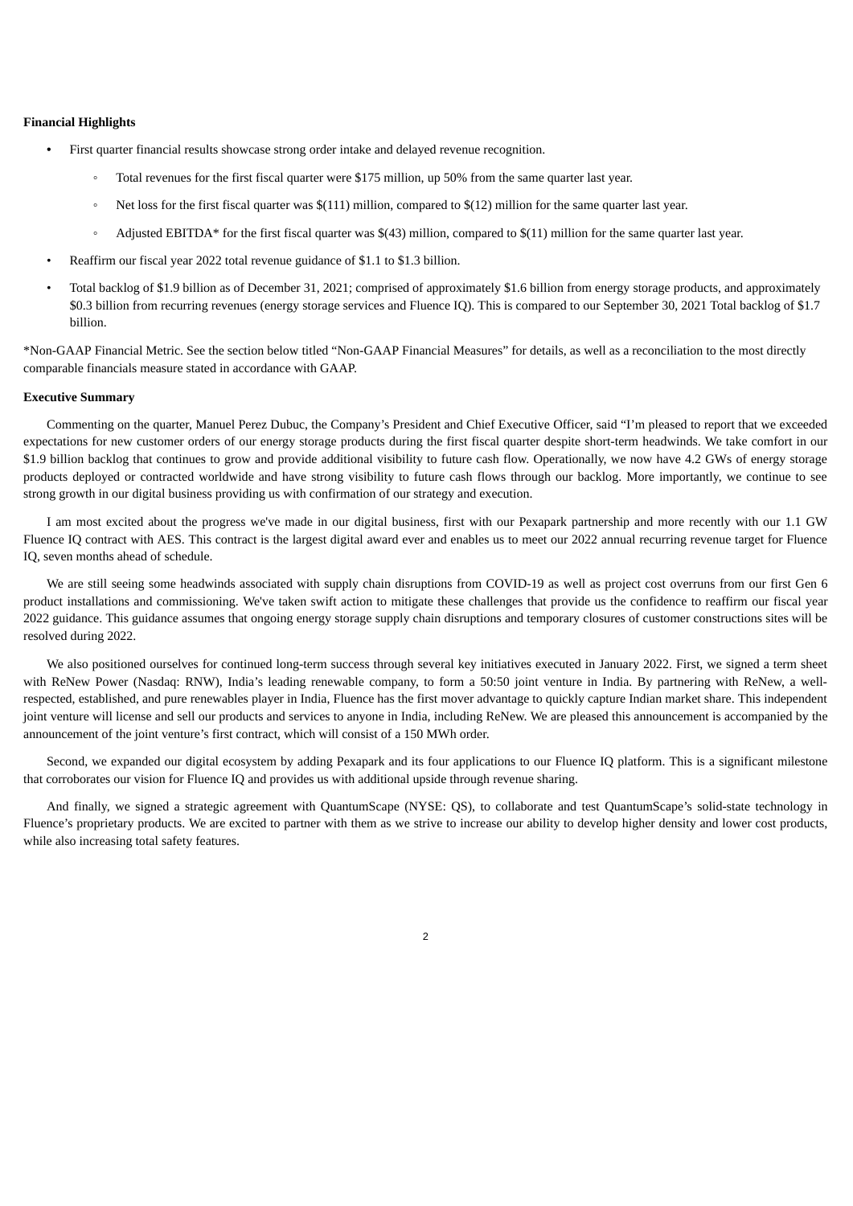**Financial Highlights**

- First quarter financial results showcase strong order intake and delayed revenue recognition.
  - Total revenues for the first fiscal quarter were $175 million, up 50% from the same quarter last year.
  - Net loss for the first fiscal quarter was $(111) million, compared to $(12) million for the same quarter last year.
  - Adjusted EBITDA* for the first fiscal quarter was $(43) million, compared to $(11) million for the same quarter last year.
- Reaffirm our fiscal year 2022 total revenue guidance of $1.1 to $1.3 billion.
- Total backlog of $1.9 billion as of December 31, 2021; comprised of approximately $1.6 billion from energy storage products, and approximately $0.3 billion from recurring revenues (energy storage services and Fluence IQ). This is compared to our September 30, 2021 Total backlog of $1.7 billion.

*Non-GAAP Financial Metric. See the section below titled "Non-GAAP Financial Measures" for details, as well as a reconciliation to the most directly comparable financials measure stated in accordance with GAAP.

**Executive Summary**

Commenting on the quarter, Manuel Perez Dubuc, the Company's President and Chief Executive Officer, said "I'm pleased to report that we exceeded expectations for new customer orders of our energy storage products during the first fiscal quarter despite short-term headwinds. We take comfort in our $1.9 billion backlog that continues to grow and provide additional visibility to future cash flow. Operationally, we now have 4.2 GWs of energy storage products deployed or contracted worldwide and have strong visibility to future cash flows through our backlog. More importantly, we continue to see strong growth in our digital business providing us with confirmation of our strategy and execution.

I am most excited about the progress we've made in our digital business, first with our Pexapark partnership and more recently with our 1.1 GW Fluence IQ contract with AES. This contract is the largest digital award ever and enables us to meet our 2022 annual recurring revenue target for Fluence IQ, seven months ahead of schedule.

We are still seeing some headwinds associated with supply chain disruptions from COVID-19 as well as project cost overruns from our first Gen 6 product installations and commissioning. We've taken swift action to mitigate these challenges that provide us the confidence to reaffirm our fiscal year 2022 guidance. This guidance assumes that ongoing energy storage supply chain disruptions and temporary closures of customer constructions sites will be resolved during 2022.

We also positioned ourselves for continued long-term success through several key initiatives executed in January 2022. First, we signed a term sheet with ReNew Power (Nasdaq: RNW), India's leading renewable company, to form a 50:50 joint venture in India. By partnering with ReNew, a well-respected, established, and pure renewables player in India, Fluence has the first mover advantage to quickly capture Indian market share. This independent joint venture will license and sell our products and services to anyone in India, including ReNew. We are pleased this announcement is accompanied by the announcement of the joint venture's first contract, which will consist of a 150 MWh order.

Second, we expanded our digital ecosystem by adding Pexapark and its four applications to our Fluence IQ platform. This is a significant milestone that corroborates our vision for Fluence IQ and provides us with additional upside through revenue sharing.

And finally, we signed a strategic agreement with QuantumScape (NYSE: QS), to collaborate and test QuantumScape's solid-state technology in Fluence's proprietary products. We are excited to partner with them as we strive to increase our ability to develop higher density and lower cost products, while also increasing total safety features.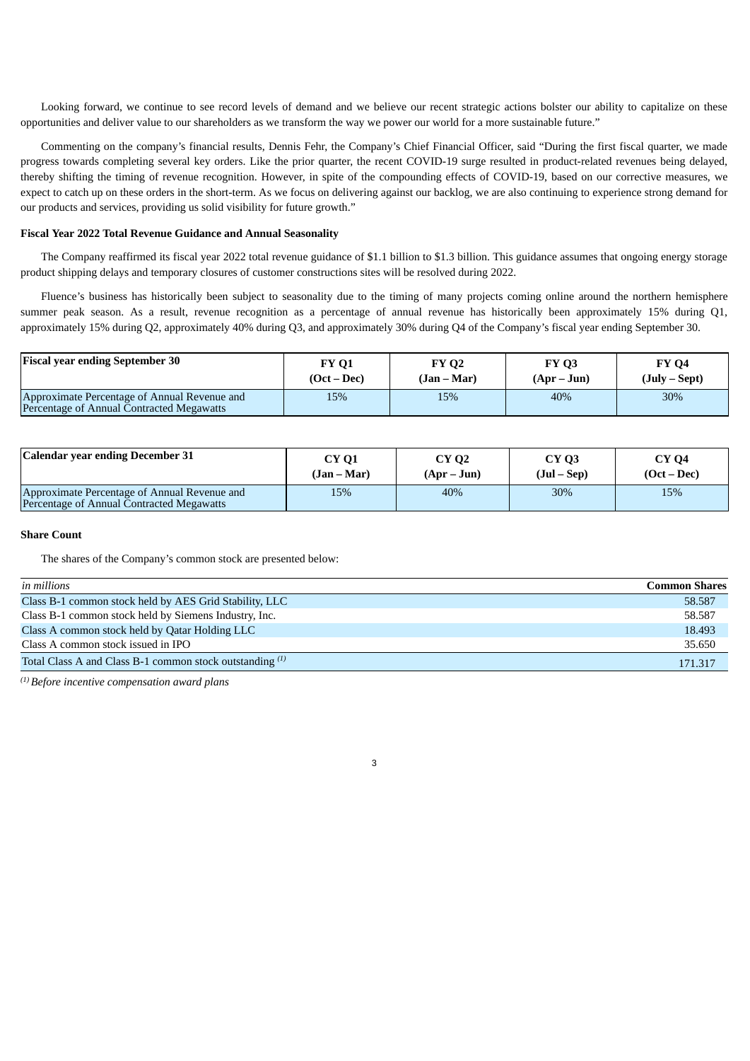Looking forward, we continue to see record levels of demand and we believe our recent strategic actions bolster our ability to capitalize on these opportunities and deliver value to our shareholders as we transform the way we power our world for a more sustainable future."

Commenting on the company's financial results, Dennis Fehr, the Company's Chief Financial Officer, said "During the first fiscal quarter, we made progress towards completing several key orders. Like the prior quarter, the recent COVID-19 surge resulted in product-related revenues being delayed, thereby shifting the timing of revenue recognition. However, in spite of the compounding effects of COVID-19, based on our corrective measures, we expect to catch up on these orders in the short-term. As we focus on delivering against our backlog, we are also continuing to experience strong demand for our products and services, providing us solid visibility for future growth."

**Fiscal Year 2022 Total Revenue Guidance and Annual Seasonality**

The Company reaffirmed its fiscal year 2022 total revenue guidance of $1.1 billion to $1.3 billion. This guidance assumes that ongoing energy storage product shipping delays and temporary closures of customer constructions sites will be resolved during 2022.

Fluence's business has historically been subject to seasonality due to the timing of many projects coming online around the northern hemisphere summer peak season. As a result, revenue recognition as a percentage of annual revenue has historically been approximately 15% during Q1, approximately 15% during Q2, approximately 40% during Q3, and approximately 30% during Q4 of the Company's fiscal year ending September 30.

| Fiscal year ending September 30 | FY Q1 (Oct – Dec) | FY Q2 (Jan – Mar) | FY Q3 (Apr – Jun) | FY Q4 (July – Sept) |
|---|---|---|---|---|
| Approximate Percentage of Annual Revenue and Percentage of Annual Contracted Megawatts | 15% | 15% | 40% | 30% |

| Calendar year ending December 31 | CY Q1 (Jan – Mar) | CY Q2 (Apr – Jun) | CY Q3 (Jul – Sep) | CY Q4 (Oct – Dec) |
|---|---|---|---|---|
| Approximate Percentage of Annual Revenue and Percentage of Annual Contracted Megawatts | 15% | 40% | 30% | 15% |

**Share Count**

The shares of the Company's common stock are presented below:

| *in millions* | Common Shares |
|---|---|
| Class B-1 common stock held by AES Grid Stability, LLC | 58.587 |
| Class B-1 common stock held by Siemens Industry, Inc. | 58.587 |
| Class A common stock held by Qatar Holding LLC | 18.493 |
| Class A common stock issued in IPO | 35.650 |
| Total Class A and Class B-1 common stock outstanding [(1)] | 171.317 |

[(1)] *Before incentive compensation award plans*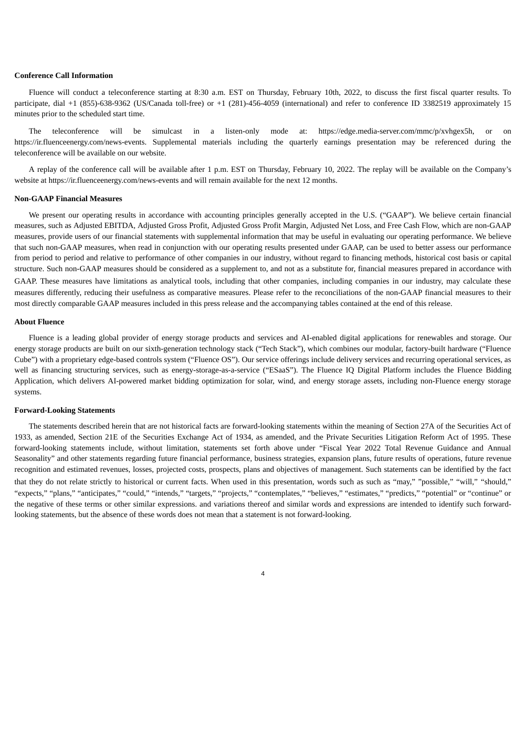**Conference Call Information**

Fluence will conduct a teleconference starting at 8:30 a.m. EST on Thursday, February 10th, 2022, to discuss the first fiscal quarter results. To participate, dial +1 (855)-638-9362 (US/Canada toll-free) or +1 (281)-456-4059 (international) and refer to conference ID 3382519 approximately 15 minutes prior to the scheduled start time.

The teleconference will be simulcast in a listen-only mode at: https://edge.media-server.com/mmc/p/xvhgex5h, or on https://ir.fluenceenergy.com/news-events. Supplemental materials including the quarterly earnings presentation may be referenced during the teleconference will be available on our website.

A replay of the conference call will be available after 1 p.m. EST on Thursday, February 10, 2022. The replay will be available on the Company's website at https://ir.fluenceenergy.com/news-events and will remain available for the next 12 months.

**Non-GAAP Financial Measures**

We present our operating results in accordance with accounting principles generally accepted in the U.S. ("GAAP"). We believe certain financial measures, such as Adjusted EBITDA, Adjusted Gross Profit, Adjusted Gross Profit Margin, Adjusted Net Loss, and Free Cash Flow, which are non-GAAP measures, provide users of our financial statements with supplemental information that may be useful in evaluating our operating performance. We believe that such non-GAAP measures, when read in conjunction with our operating results presented under GAAP, can be used to better assess our performance from period to period and relative to performance of other companies in our industry, without regard to financing methods, historical cost basis or capital structure. Such non-GAAP measures should be considered as a supplement to, and not as a substitute for, financial measures prepared in accordance with GAAP. These measures have limitations as analytical tools, including that other companies, including companies in our industry, may calculate these measures differently, reducing their usefulness as comparative measures. Please refer to the reconciliations of the non-GAAP financial measures to their most directly comparable GAAP measures included in this press release and the accompanying tables contained at the end of this release.

**About Fluence**

Fluence is a leading global provider of energy storage products and services and AI-enabled digital applications for renewables and storage. Our energy storage products are built on our sixth-generation technology stack ("Tech Stack"), which combines our modular, factory-built hardware ("Fluence Cube") with a proprietary edge-based controls system ("Fluence OS"). Our service offerings include delivery services and recurring operational services, as well as financing structuring services, such as energy-storage-as-a-service ("ESaaS"). The Fluence IQ Digital Platform includes the Fluence Bidding Application, which delivers AI-powered market bidding optimization for solar, wind, and energy storage assets, including non-Fluence energy storage systems.

**Forward-Looking Statements**

The statements described herein that are not historical facts are forward-looking statements within the meaning of Section 27A of the Securities Act of 1933, as amended, Section 21E of the Securities Exchange Act of 1934, as amended, and the Private Securities Litigation Reform Act of 1995. These forward-looking statements include, without limitation, statements set forth above under "Fiscal Year 2022 Total Revenue Guidance and Annual Seasonality" and other statements regarding future financial performance, business strategies, expansion plans, future results of operations, future revenue recognition and estimated revenues, losses, projected costs, prospects, plans and objectives of management. Such statements can be identified by the fact that they do not relate strictly to historical or current facts. When used in this presentation, words such as such as "may," "possible," "will," "should," "expects," "plans," "anticipates," "could," "intends," "targets," "projects," "contemplates," "believes," "estimates," "predicts," "potential" or "continue" or the negative of these terms or other similar expressions. and variations thereof and similar words and expressions are intended to identify such forward-looking statements, but the absence of these words does not mean that a statement is not forward-looking.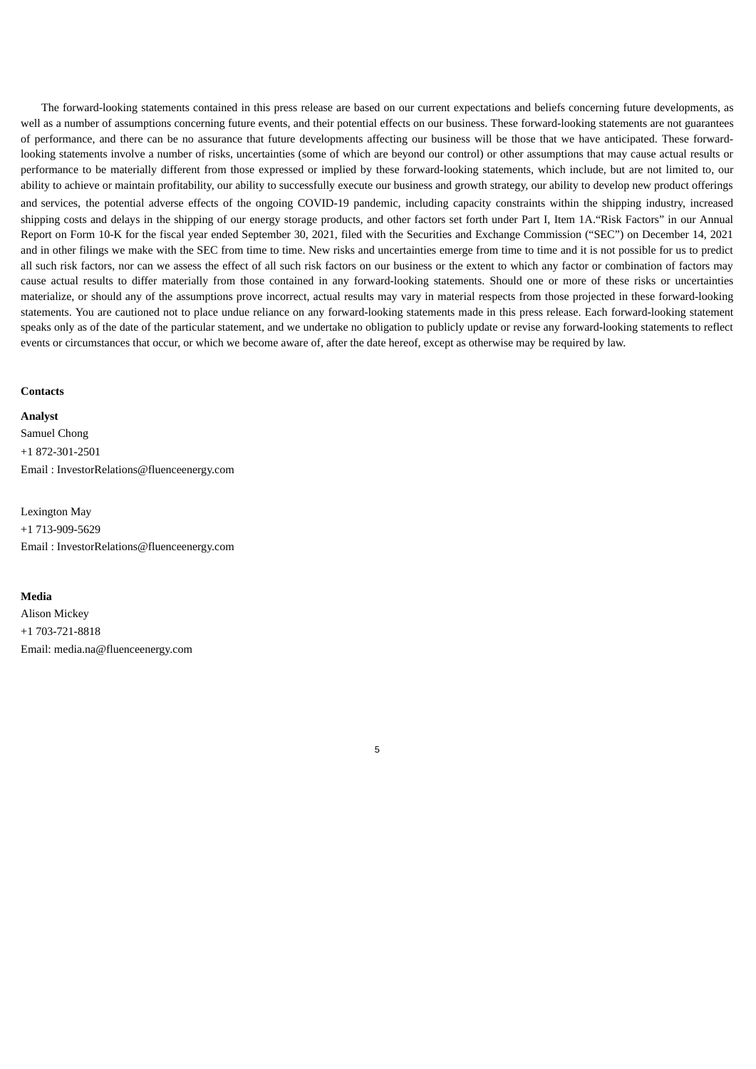The forward-looking statements contained in this press release are based on our current expectations and beliefs concerning future developments, as well as a number of assumptions concerning future events, and their potential effects on our business. These forward-looking statements are not guarantees of performance, and there can be no assurance that future developments affecting our business will be those that we have anticipated. These forward-looking statements involve a number of risks, uncertainties (some of which are beyond our control) or other assumptions that may cause actual results or performance to be materially different from those expressed or implied by these forward-looking statements, which include, but are not limited to, our ability to achieve or maintain profitability, our ability to successfully execute our business and growth strategy, our ability to develop new product offerings and services, the potential adverse effects of the ongoing COVID-19 pandemic, including capacity constraints within the shipping industry, increased shipping costs and delays in the shipping of our energy storage products, and other factors set forth under Part I, Item 1A."Risk Factors" in our Annual Report on Form 10-K for the fiscal year ended September 30, 2021, filed with the Securities and Exchange Commission ("SEC") on December 14, 2021 and in other filings we make with the SEC from time to time. New risks and uncertainties emerge from time to time and it is not possible for us to predict all such risk factors, nor can we assess the effect of all such risk factors on our business or the extent to which any factor or combination of factors may cause actual results to differ materially from those contained in any forward-looking statements. Should one or more of these risks or uncertainties materialize, or should any of the assumptions prove incorrect, actual results may vary in material respects from those projected in these forward-looking statements. You are cautioned not to place undue reliance on any forward-looking statements made in this press release. Each forward-looking statement speaks only as of the date of the particular statement, and we undertake no obligation to publicly update or revise any forward-looking statements to reflect events or circumstances that occur, or which we become aware of, after the date hereof, except as otherwise may be required by law.

**Contacts**

**Analyst**

Samuel Chong
+1 872-301-2501
Email : InvestorRelations@fluenceenergy.com

Lexington May
+1 713-909-5629
Email : InvestorRelations@fluenceenergy.com

**Media**

Alison Mickey
+1 703-721-8818
Email: media.na@fluenceenergy.com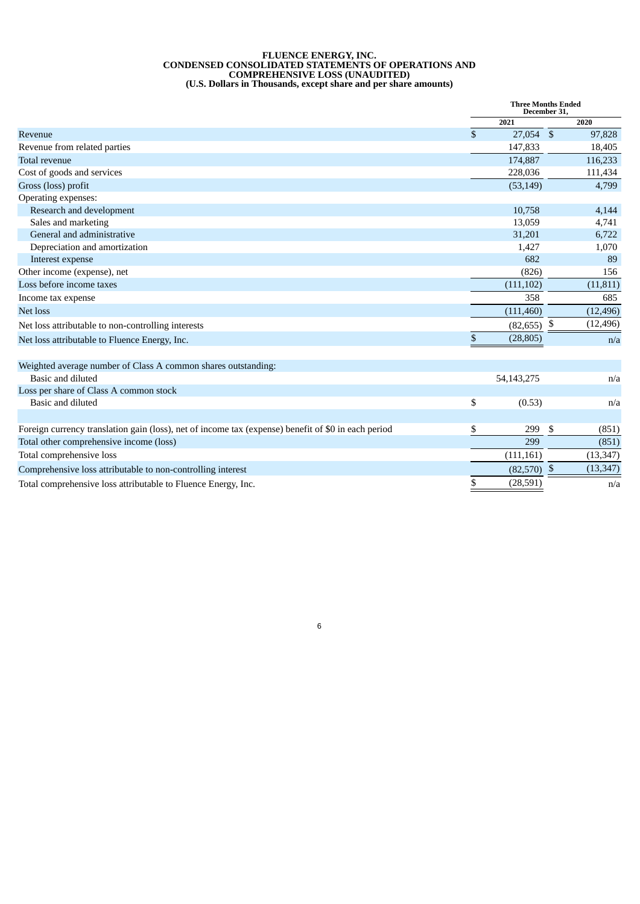**FLUENCE ENERGY, INC.**
**CONDENSED CONSOLIDATED STATEMENTS OF OPERATIONS AND COMPREHENSIVE LOSS (UNAUDITED)**
**(U.S. Dollars in Thousands, except share and per share amounts)**

| | Three Months Ended December 31, | |
|---|---|---|
| | 2021 | 2020 |
| Revenue | $ 27,054 | $ 97,828 |
| Revenue from related parties | 147,833 | 18,405 |
| Total revenue | 174,887 | 116,233 |
| Cost of goods and services | 228,036 | 111,434 |
| Gross (loss) profit | (53,149) | 4,799 |
| Operating expenses: | | |
| Research and development | 10,758 | 4,144 |
| Sales and marketing | 13,059 | 4,741 |
| General and administrative | 31,201 | 6,722 |
| Depreciation and amortization | 1,427 | 1,070 |
| Interest expense | 682 | 89 |
| Other income (expense), net | (826) | 156 |
| Loss before income taxes | (111,102) | (11,811) |
| Income tax expense | 358 | 685 |
| Net loss | (111,460) | (12,496) |
| Net loss attributable to non-controlling interests | (82,655) | $ (12,496) |
| Net loss attributable to Fluence Energy, Inc. | $ (28,805) | n/a |
| | | |
| Weighted average number of Class A common shares outstanding: | | |
| Basic and diluted | 54,143,275 | n/a |
| Loss per share of Class A common stock | | |
| Basic and diluted | $ (0.53) | n/a |
| | | |
| Foreign currency translation gain (loss), net of income tax (expense) benefit of $0 in each period | $ 299 | $ (851) |
| Total other comprehensive income (loss) | 299 | (851) |
| Total comprehensive loss | (111,161) | (13,347) |
| Comprehensive loss attributable to non-controlling interest | (82,570) | $ (13,347) |
| Total comprehensive loss attributable to Fluence Energy, Inc. | $ (28,591) | n/a |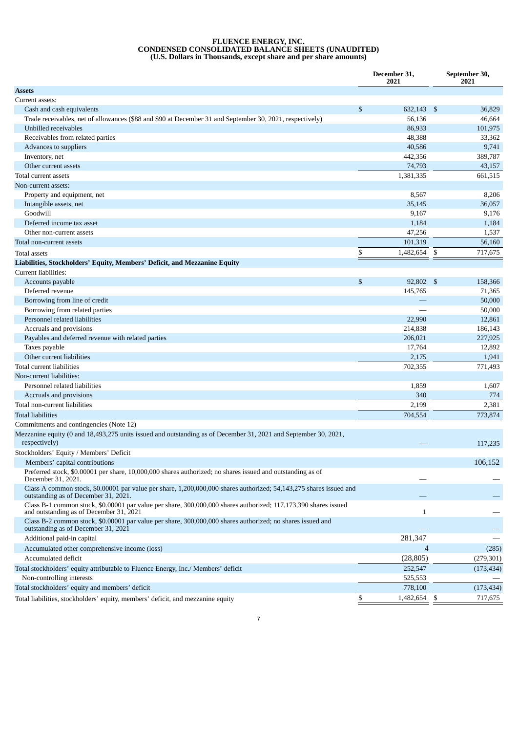# FLUENCE ENERGY, INC.
## CONDENSED CONSOLIDATED BALANCE SHEETS (UNAUDITED)
### (U.S. Dollars in Thousands, except share and per share amounts)

| | December 31, 2021 | September 30, 2021 |
|---|---|---|
| **Assets** | | |
| Current assets: | | |
| Cash and cash equivalents | $ 632,143 | $ 36,829 |
| Trade receivables, net of allowances ($88 and $90 at December 31 and September 30, 2021, respectively) | 56,136 | 46,664 |
| Unbilled receivables | 86,933 | 101,975 |
| Receivables from related parties | 48,388 | 33,362 |
| Advances to suppliers | 40,586 | 9,741 |
| Inventory, net | 442,356 | 389,787 |
| Other current assets | 74,793 | 43,157 |
| Total current assets | 1,381,335 | 661,515 |
| Non-current assets: | | |
| Property and equipment, net | 8,567 | 8,206 |
| Intangible assets, net | 35,145 | 36,057 |
| Goodwill | 9,167 | 9,176 |
| Deferred income tax asset | 1,184 | 1,184 |
| Other non-current assets | 47,256 | 1,537 |
| Total non-current assets | 101,319 | 56,160 |
| Total assets | $ 1,482,654 | $ 717,675 |
| **Liabilities, Stockholders' Equity, Members' Deficit, and Mezzanine Equity** | | |
| Current liabilities: | | |
| Accounts payable | $ 92,802 | $ 158,366 |
| Deferred revenue | 145,765 | 71,365 |
| Borrowing from line of credit | — | 50,000 |
| Borrowing from related parties | — | 50,000 |
| Personnel related liabilities | 22,990 | 12,861 |
| Accruals and provisions | 214,838 | 186,143 |
| Payables and deferred revenue with related parties | 206,021 | 227,925 |
| Taxes payable | 17,764 | 12,892 |
| Other current liabilities | 2,175 | 1,941 |
| Total current liabilities | 702,355 | 771,493 |
| Non-current liabilities: | | |
| Personnel related liabilities | 1,859 | 1,607 |
| Accruals and provisions | 340 | 774 |
| Total non-current liabilities | 2,199 | 2,381 |
| Total liabilities | 704,554 | 773,874 |
| Commitments and contingencies (Note 12) | | |
| Mezzanine equity (0 and 18,493,275 units issued and outstanding as of December 31, 2021 and September 30, 2021, respectively) | — | 117,235 |
| Stockholders' Equity / Members' Deficit | | |
| Members' capital contributions | | 106,152 |
| Preferred stock, $0.00001 per share, 10,000,000 shares authorized; no shares issued and outstanding as of December 31, 2021. | — | — |
| Class A common stock, $0.00001 par value per share, 1,200,000,000 shares authorized; 54,143,275 shares issued and outstanding as of December 31, 2021. | — | — |
| Class B-1 common stock, $0.00001 par value per share, 300,000,000 shares authorized; 117,173,390 shares issued and outstanding as of December 31, 2021 | 1 | — |
| Class B-2 common stock, $0.00001 par value per share, 300,000,000 shares authorized; no shares issued and outstanding as of December 31, 2021 | — | — |
| Additional paid-in capital | 281,347 | — |
| Accumulated other comprehensive income (loss) | 4 | (285) |
| Accumulated deficit | (28,805) | (279,301) |
| Total stockholders' equity attributable to Fluence Energy, Inc./ Members' deficit | 252,547 | (173,434) |
| Non-controlling interests | 525,553 | — |
| Total stockholders' equity and members' deficit | 778,100 | (173,434) |
| Total liabilities, stockholders' equity, members' deficit, and mezzanine equity | $ 1,482,654 | $ 717,675 |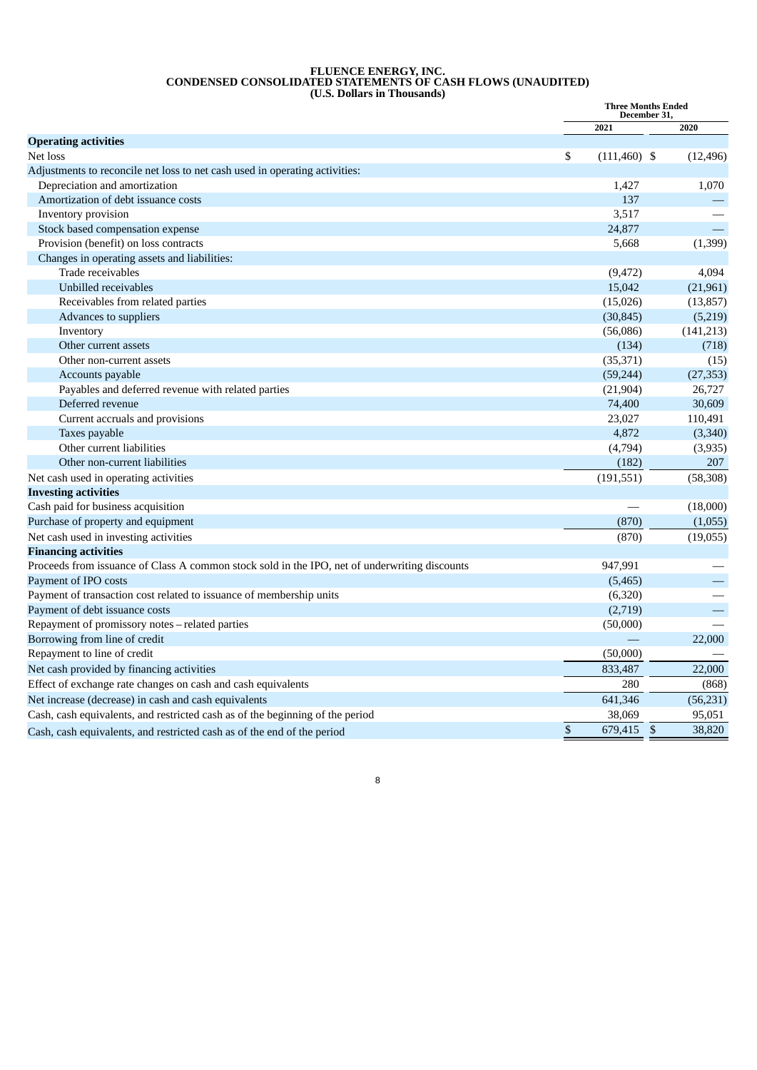# FLUENCE ENERGY, INC.
## CONDENSED CONSOLIDATED STATEMENTS OF CASH FLOWS (UNAUDITED)
### (U.S. Dollars in Thousands)

| | Three Months Ended December 31, | |
|---|---|---|
| | 2021 | 2020 |
| **Operating activities** | | |
| Net loss | $ (111,460) | $ (12,496) |
| Adjustments to reconcile net loss to net cash used in operating activities: | | |
| Depreciation and amortization | 1,427 | 1,070 |
| Amortization of debt issuance costs | 137 | — |
| Inventory provision | 3,517 | — |
| Stock based compensation expense | 24,877 | — |
| Provision (benefit) on loss contracts | 5,668 | (1,399) |
| Changes in operating assets and liabilities: | | |
| Trade receivables | (9,472) | 4,094 |
| Unbilled receivables | 15,042 | (21,961) |
| Receivables from related parties | (15,026) | (13,857) |
| Advances to suppliers | (30,845) | (5,219) |
| Inventory | (56,086) | (141,213) |
| Other current assets | (134) | (718) |
| Other non-current assets | (35,371) | (15) |
| Accounts payable | (59,244) | (27,353) |
| Payables and deferred revenue with related parties | (21,904) | 26,727 |
| Deferred revenue | 74,400 | 30,609 |
| Current accruals and provisions | 23,027 | 110,491 |
| Taxes payable | 4,872 | (3,340) |
| Other current liabilities | (4,794) | (3,935) |
| Other non-current liabilities | (182) | 207 |
| Net cash used in operating activities | (191,551) | (58,308) |
| **Investing activities** | | |
| Cash paid for business acquisition | — | (18,000) |
| Purchase of property and equipment | (870) | (1,055) |
| Net cash used in investing activities | (870) | (19,055) |
| **Financing activities** | | |
| Proceeds from issuance of Class A common stock sold in the IPO, net of underwriting discounts | 947,991 | — |
| Payment of IPO costs | (5,465) | — |
| Payment of transaction cost related to issuance of membership units | (6,320) | — |
| Payment of debt issuance costs | (2,719) | — |
| Repayment of promissory notes – related parties | (50,000) | — |
| Borrowing from line of credit | — | 22,000 |
| Repayment to line of credit | (50,000) | — |
| Net cash provided by financing activities | 833,487 | 22,000 |
| Effect of exchange rate changes on cash and cash equivalents | 280 | (868) |
| Net increase (decrease) in cash and cash equivalents | 641,346 | (56,231) |
| Cash, cash equivalents, and restricted cash as of the beginning of the period | 38,069 | 95,051 |
| Cash, cash equivalents, and restricted cash as of the end of the period | $ 679,415 | $ 38,820 |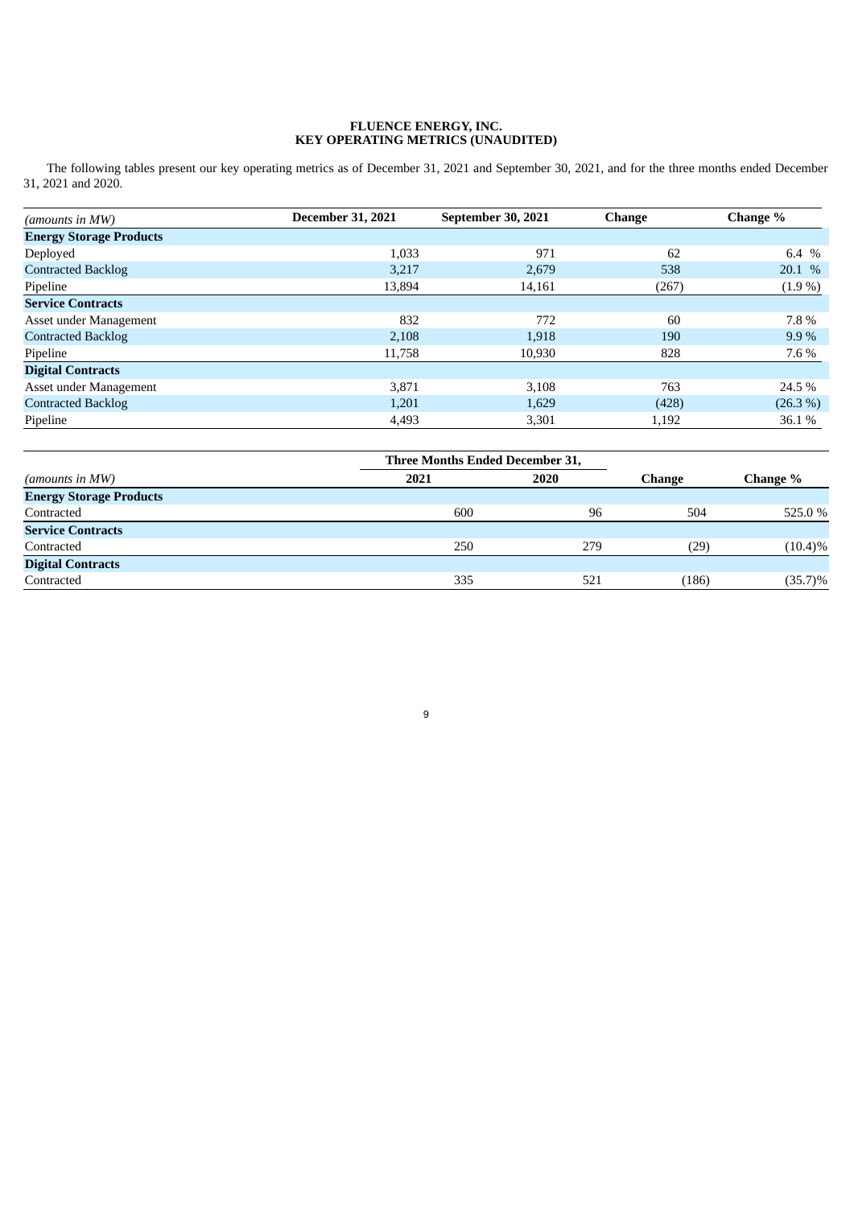**FLUENCE ENERGY, INC.**
**KEY OPERATING METRICS (UNAUDITED)**

The following tables present our key operating metrics as of December 31, 2021 and September 30, 2021, and for the three months ended December 31, 2021 and 2020.

| *(amounts in MW)* | December 31, 2021 | September 30, 2021 | Change | Change % |
|---|---|---|---|---|
| **Energy Storage Products** | | | | |
| Deployed | 1,033 | 971 | 62 | 6.4 % |
| Contracted Backlog | 3,217 | 2,679 | 538 | 20.1 % |
| Pipeline | 13,894 | 14,161 | (267) | (1.9 %) |
| **Service Contracts** | | | | |
| Asset under Management | 832 | 772 | 60 | 7.8 % |
| Contracted Backlog | 2,108 | 1,918 | 190 | 9.9 % |
| Pipeline | 11,758 | 10,930 | 828 | 7.6 % |
| **Digital Contracts** | | | | |
| Asset under Management | 3,871 | 3,108 | 763 | 24.5 % |
| Contracted Backlog | 1,201 | 1,629 | (428) | (26.3 %) |
| Pipeline | 4,493 | 3,301 | 1,192 | 36.1 % |

| | Three Months Ended December 31, | | | |
|---|---|---|---|---|
| *(amounts in MW)* | 2021 | 2020 | Change | Change % |
| **Energy Storage Products** | | | | |
| Contracted | 600 | 96 | 504 | 525.0 % |
| **Service Contracts** | | | | |
| Contracted | 250 | 279 | (29) | (10.4)% |
| **Digital Contracts** | | | | |
| Contracted | 335 | 521 | (186) | (35.7)% |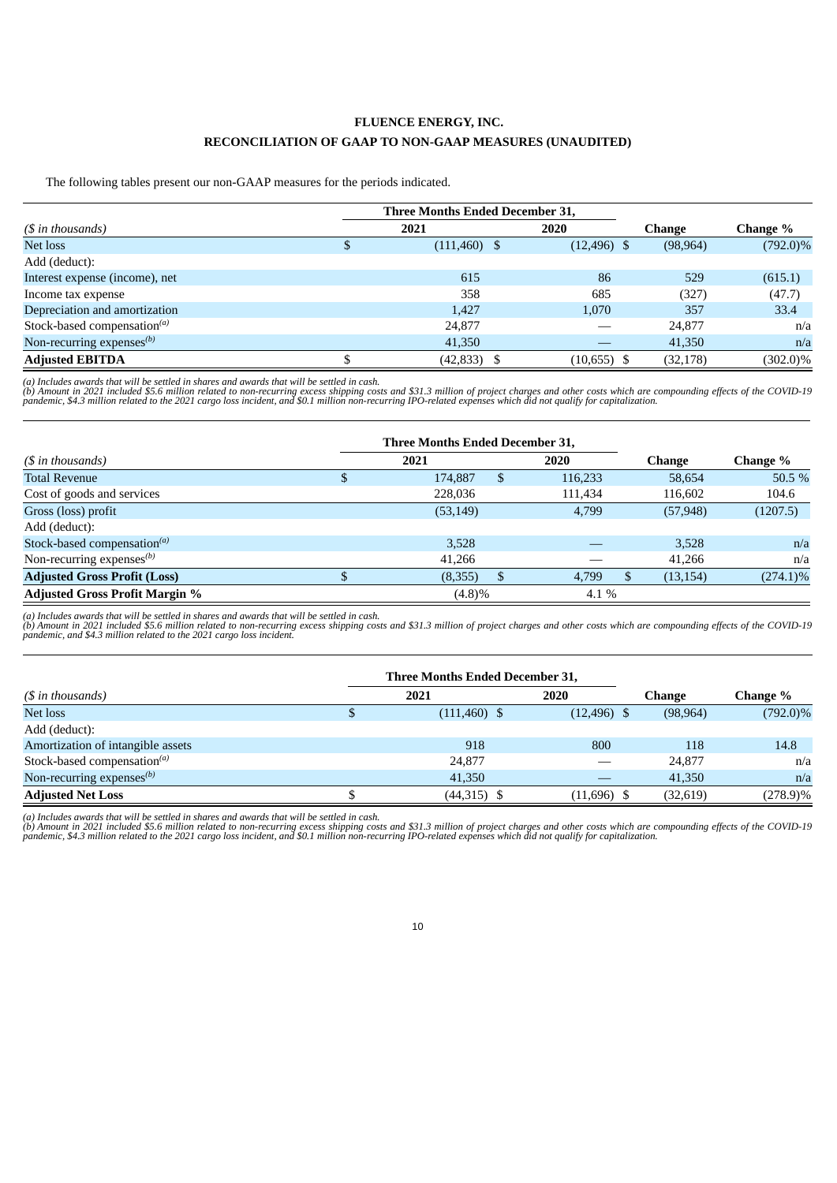**FLUENCE ENERGY, INC.**

**RECONCILIATION OF GAAP TO NON-GAAP MEASURES (UNAUDITED)**

The following tables present our non-GAAP measures for the periods indicated.

| *($ in thousands)* | Three Months Ended December 31, 2021 | Three Months Ended December 31, 2020 | Change | Change % |
|---|---|---|---|---|
| Net loss | $ (111,460) | $ (12,496) | $ (98,964) | (792.0)% |
| Add (deduct): | | | | |
| Interest expense (income), net | 615 | 86 | 529 | (615.1) |
| Income tax expense | 358 | 685 | (327) | (47.7) |
| Depreciation and amortization | 1,427 | 1,070 | 357 | 33.4 |
| Stock-based compensation[(a)] | 24,877 | — | 24,877 | n/a |
| Non-recurring expenses[(b)] | 41,350 | — | 41,350 | n/a |
| **Adjusted EBITDA** | $ (42,833) | $ (10,655) | $ (32,178) | (302.0)% |

*(a) Includes awards that will be settled in shares and awards that will be settled in cash.*
*(b) Amount in 2021 included $5.6 million related to non-recurring excess shipping costs and $31.3 million of project charges and other costs which are compounding effects of the COVID-19 pandemic, $4.3 million related to the 2021 cargo loss incident, and $0.1 million non-recurring IPO-related expenses which did not qualify for capitalization.*

| *($ in thousands)* | Three Months Ended December 31, 2021 | Three Months Ended December 31, 2020 | Change | Change % |
|---|---|---|---|---|
| Total Revenue | $ 174,887 | $ 116,233 | 58,654 | 50.5 % |
| Cost of goods and services | 228,036 | 111,434 | 116,602 | 104.6 |
| Gross (loss) profit | (53,149) | 4,799 | (57,948) | (1207.5) |
| Add (deduct): | | | | |
| Stock-based compensation[(a)] | 3,528 | — | 3,528 | n/a |
| Non-recurring expenses[(b)] | 41,266 | — | 41,266 | n/a |
| **Adjusted Gross Profit (Loss)** | $ (8,355) | $ 4,799 | $ (13,154) | (274.1)% |
| **Adjusted Gross Profit Margin %** | (4.8)% | 4.1 % | | |

*(a) Includes awards that will be settled in shares and awards that will be settled in cash.*
*(b) Amount in 2021 included $5.6 million related to non-recurring excess shipping costs and $31.3 million of project charges and other costs which are compounding effects of the COVID-19 pandemic, and $4.3 million related to the 2021 cargo loss incident.*

| *($ in thousands)* | Three Months Ended December 31, 2021 | Three Months Ended December 31, 2020 | Change | Change % |
|---|---|---|---|---|
| Net loss | $ (111,460) | $ (12,496) | $ (98,964) | (792.0)% |
| Add (deduct): | | | | |
| Amortization of intangible assets | 918 | 800 | 118 | 14.8 |
| Stock-based compensation[(a)] | 24,877 | — | 24,877 | n/a |
| Non-recurring expenses[(b)] | 41,350 | — | 41,350 | n/a |
| **Adjusted Net Loss** | $ (44,315) | $ (11,696) | $ (32,619) | (278.9)% |

*(a) Includes awards that will be settled in shares and awards that will be settled in cash.*
*(b) Amount in 2021 included $5.6 million related to non-recurring excess shipping costs and $31.3 million of project charges and other costs which are compounding effects of the COVID-19 pandemic, $4.3 million related to the 2021 cargo loss incident, and $0.1 million non-recurring IPO-related expenses which did not qualify for capitalization.*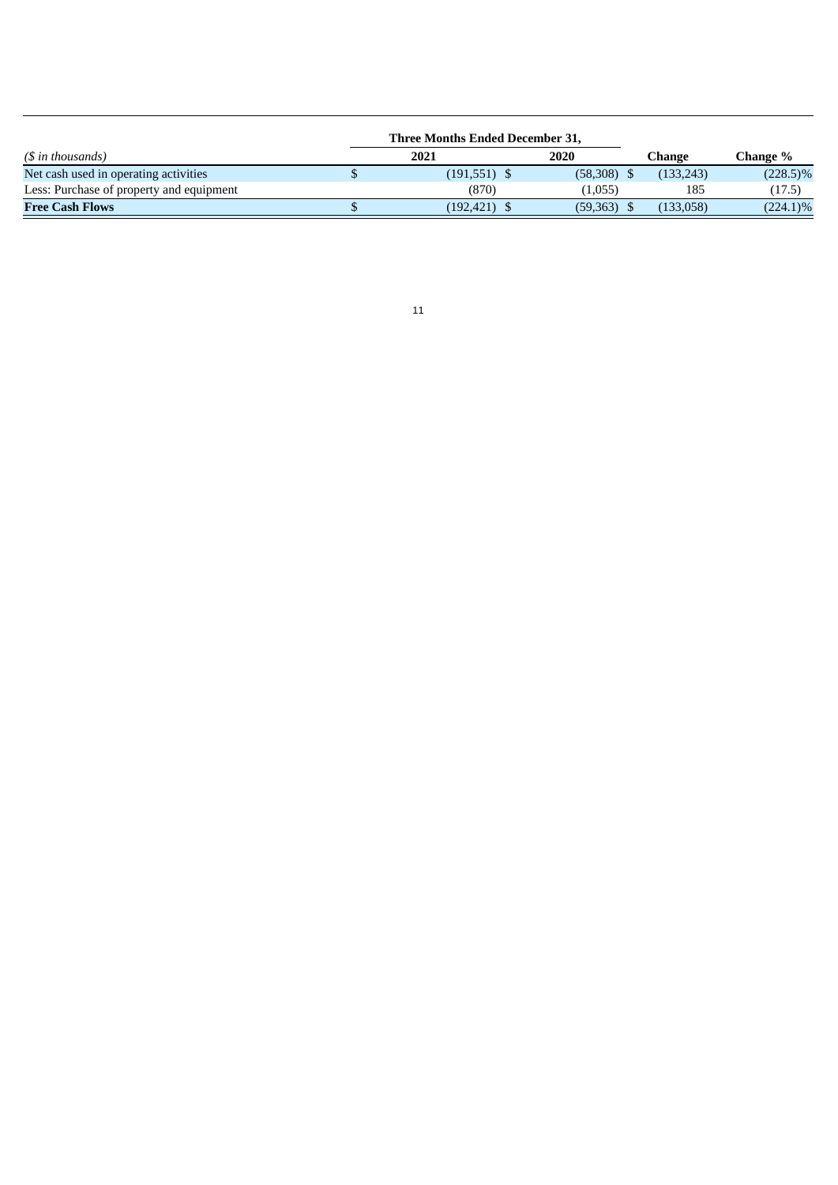| | Three Months Ended December 31, | | | |
|---|---|---|---|---|
| *($ in thousands)* | 2021 | 2020 | Change | Change % |
| Net cash used in operating activities | $ (191,551) | $ (58,308) | $ (133,243) | (228.5)% |
| Less: Purchase of property and equipment | (870) | (1,055) | 185 | (17.5) |
| **Free Cash Flows** | $ (192,421) | $ (59,363) | $ (133,058) | (224.1)% |